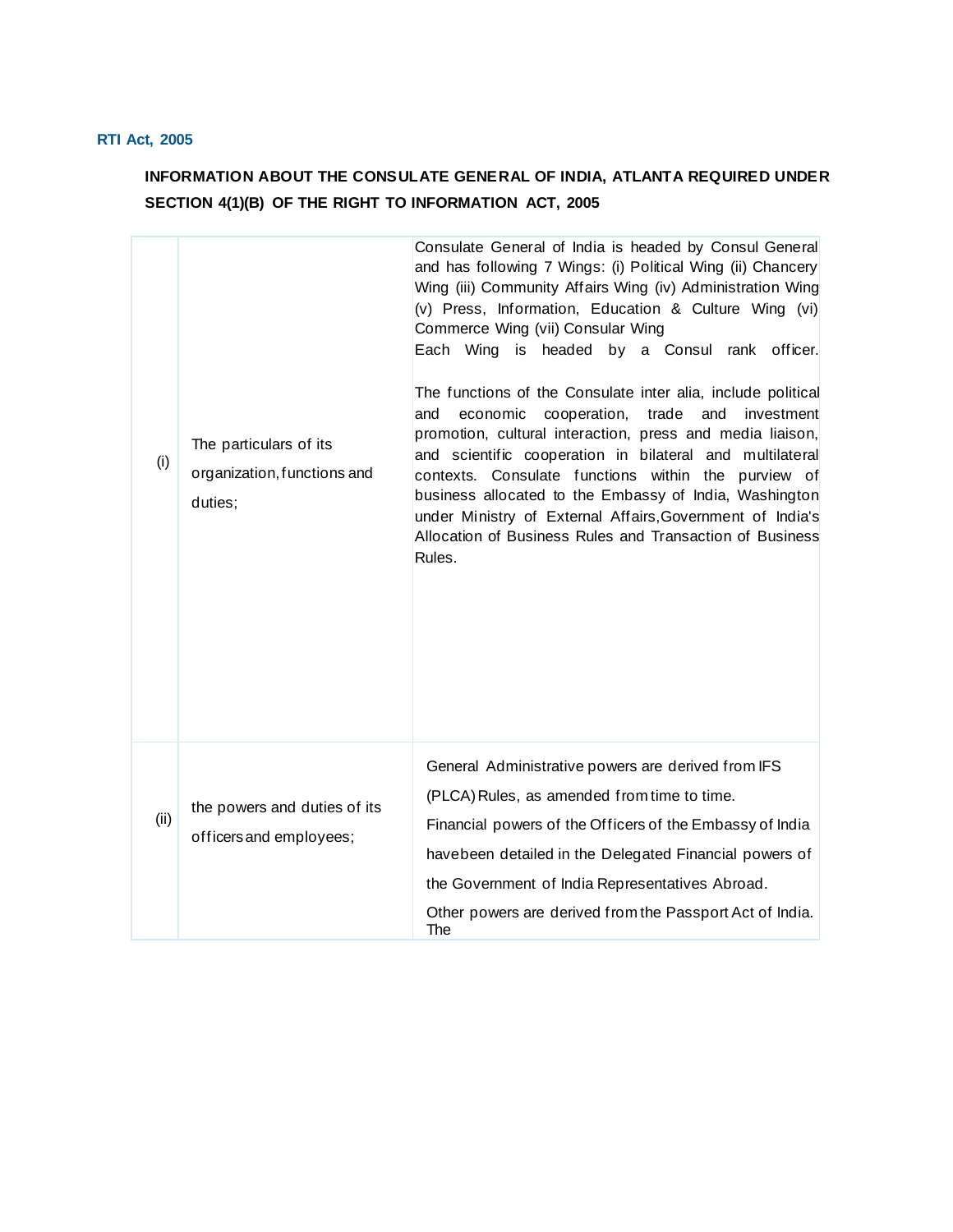**RTI Act, 2005**

## INFORMATION ABOUT THE CONSULATE GENERAL OF INDIA, ATLANTA REQUIRED UNDER SECTION 4(1)(B) OF THE RIGHT TO INFORMATION ACT, 2005

| | | |
|---|---|---|
| (i) | The particulars of its organization, functions and duties; | Consulate General of India is headed by Consul General and has following 7 Wings: (i) Political Wing (ii) Chancery Wing (iii) Community Affairs Wing (iv) Administration Wing (v) Press, Information, Education & Culture Wing (vi) Commerce Wing (vii) Consular Wing<br>Each Wing is headed by a Consul rank officer.<br><br>The functions of the Consulate inter alia, include political and economic cooperation, trade and investment promotion, cultural interaction, press and media liaison, and scientific cooperation in bilateral and multilateral contexts. Consulate functions within the purview of business allocated to the Embassy of India, Washington under Ministry of External Affairs,Government of India's Allocation of Business Rules and Transaction of Business Rules. |
| (ii) | the powers and duties of its officers and employees; | General Administrative powers are derived from IFS (PLCA) Rules, as amended from time to time.<br>Financial powers of the Officers of the Embassy of India havebeen detailed in the Delegated Financial powers of the Government of India Representatives Abroad.<br>Other powers are derived from the Passport Act of India. The |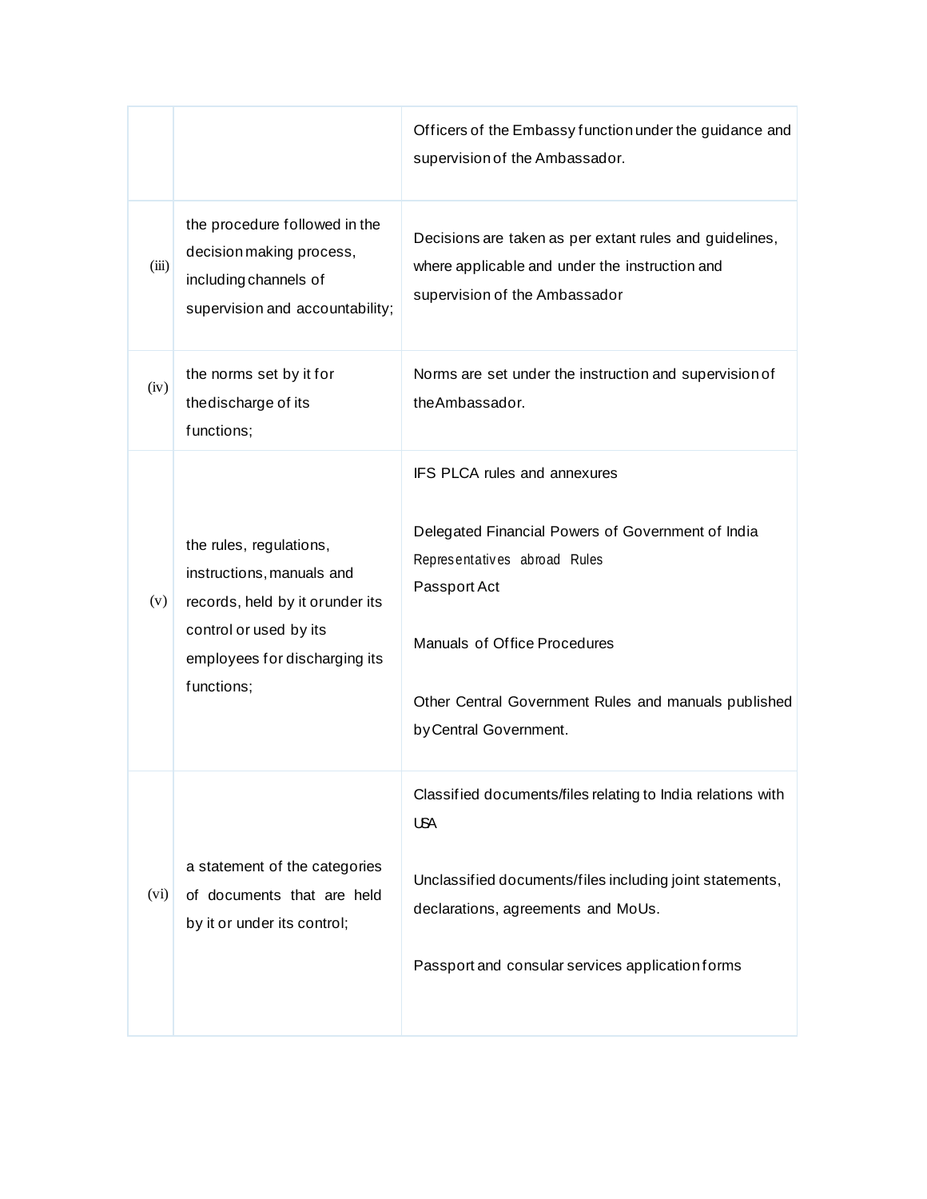| | | |
|---|---|---|
| | | Officers of the Embassy function under the guidance and supervision of the Ambassador. |
| (iii) | the procedure followed in the decision making process, including channels of supervision and accountability; | Decisions are taken as per extant rules and guidelines, where applicable and under the instruction and supervision of the Ambassador |
| (iv) | the norms set by it for the discharge of its functions; | Norms are set under the instruction and supervision of the Ambassador. |
| (v) | the rules, regulations, instructions, manuals and records, held by it or under its control or used by its employees for discharging its functions; | IFS PLCA rules and annexures<br><br>Delegated Financial Powers of Government of India Representatives abroad Rules<br>Passport Act<br><br>Manuals of Office Procedures<br><br>Other Central Government Rules and manuals published by Central Government. |
| (vi) | a statement of the categories of documents that are held by it or under its control; | Classified documents/files relating to India relations with USA<br><br>Unclassified documents/files including joint statements, declarations, agreements and MoUs.<br><br>Passport and consular services application forms |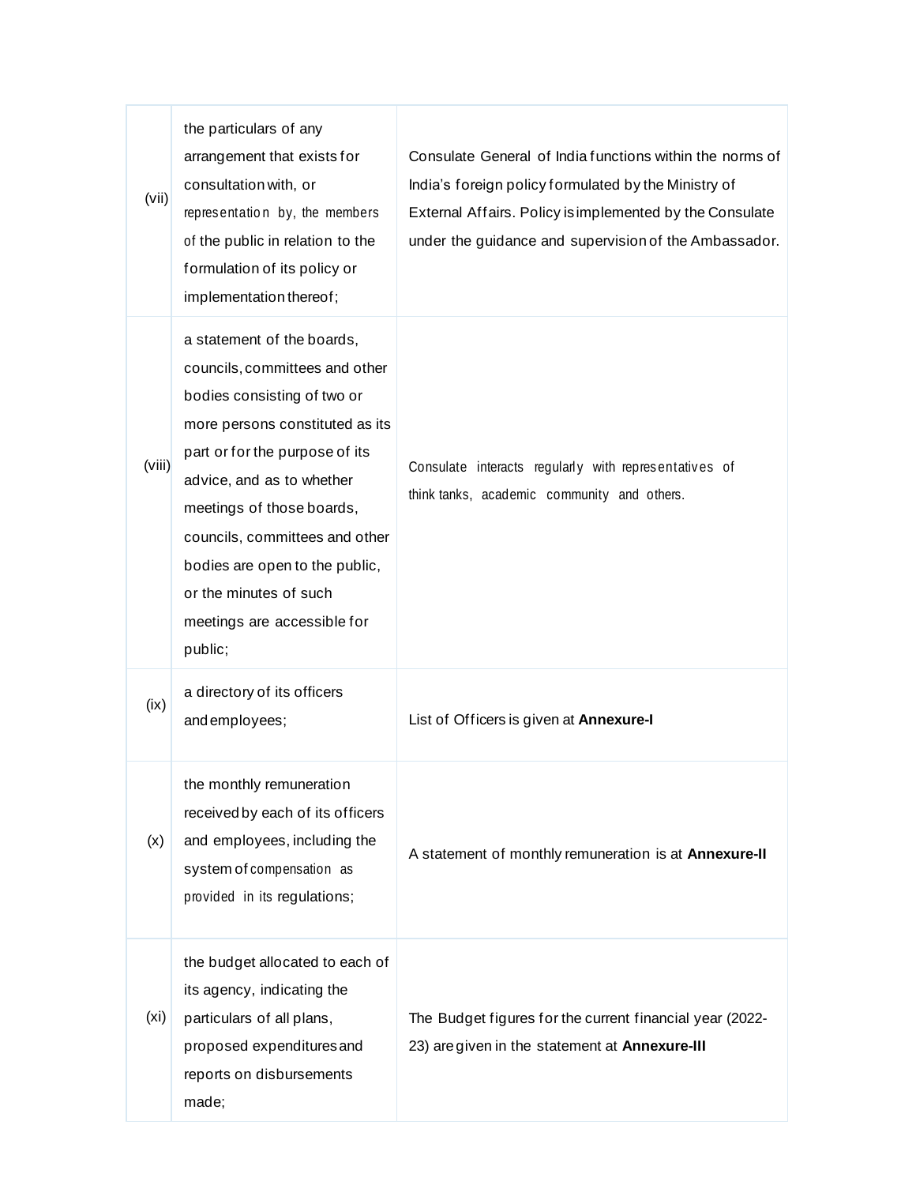| | | |
|---|---|---|
| (vii) | the particulars of any arrangement that exists for consultation with, or representation by, the members of the public in relation to the formulation of its policy or implementation thereof; | Consulate General of India functions within the norms of India's foreign policy formulated by the Ministry of External Affairs. Policy is implemented by the Consulate under the guidance and supervision of the Ambassador. |
| (viii) | a statement of the boards, councils, committees and other bodies consisting of two or more persons constituted as its part or for the purpose of its advice, and as to whether meetings of those boards, councils, committees and other bodies are open to the public, or the minutes of such meetings are accessible for public; | Consulate interacts regularly with representatives of think tanks, academic community and others. |
| (ix) | a directory of its officers and employees; | List of Officers is given at **Annexure-I** |
| (x) | the monthly remuneration received by each of its officers and employees, including the system of compensation as provided in its regulations; | A statement of monthly remuneration is at **Annexure-II** |
| (xi) | the budget allocated to each of its agency, indicating the particulars of all plans, proposed expenditures and reports on disbursements made; | The Budget figures for the current financial year (2022-23) are given in the statement at **Annexure-III** |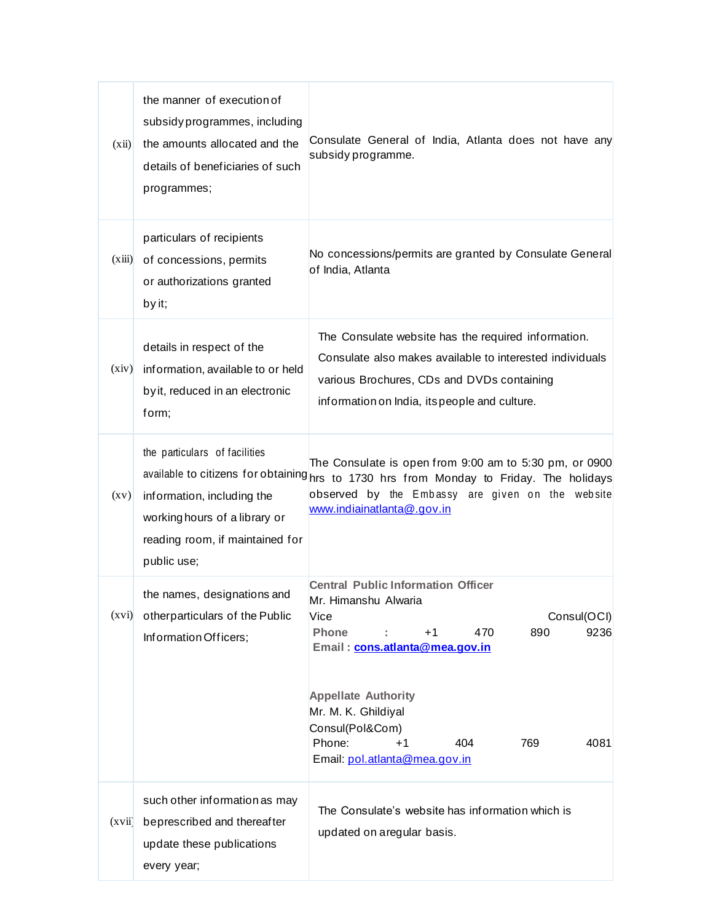| | | |
|---|---|---|
| (xii) | the manner of execution of subsidy programmes, including the amounts allocated and the details of beneficiaries of such programmes; | Consulate General of India, Atlanta does not have any subsidy programme. |
| (xiii) | particulars of recipients of concessions, permits or authorizations granted by it; | No concessions/permits are granted by Consulate General of India, Atlanta |
| (xiv) | details in respect of the information, available to or held by it, reduced in an electronic form; | The Consulate website has the required information. Consulate also makes available to interested individuals various Brochures, CDs and DVDs containing information on India, its people and culture. |
| (xv) | the particulars of facilities available to citizens for obtaining information, including the working hours of a library or reading room, if maintained for public use; | The Consulate is open from 9:00 am to 5:30 pm, or 0900 hrs to 1730 hrs from Monday to Friday. The holidays observed by the Embassy are given on the website www.indiainatlanta@.gov.in |
| (xvi) | the names, designations and other particulars of the Public Information Officers; | **Central Public Information Officer**<br>Mr. Himanshu Alwaria<br>Vice Consul(OCI)<br>**Phone : +1 470 890 9236**<br>**Email : cons.atlanta@mea.gov.in**<br><br>**Appellate Authority**<br>Mr. M. K. Ghildiyal<br>Consul(Pol&Com)<br>Phone: +1 404 769 4081<br>Email: pol.atlanta@mea.gov.in |
| (xvii) | such other information as may be prescribed and thereafter update these publications every year; | The Consulate's website has information which is updated on a regular basis. |